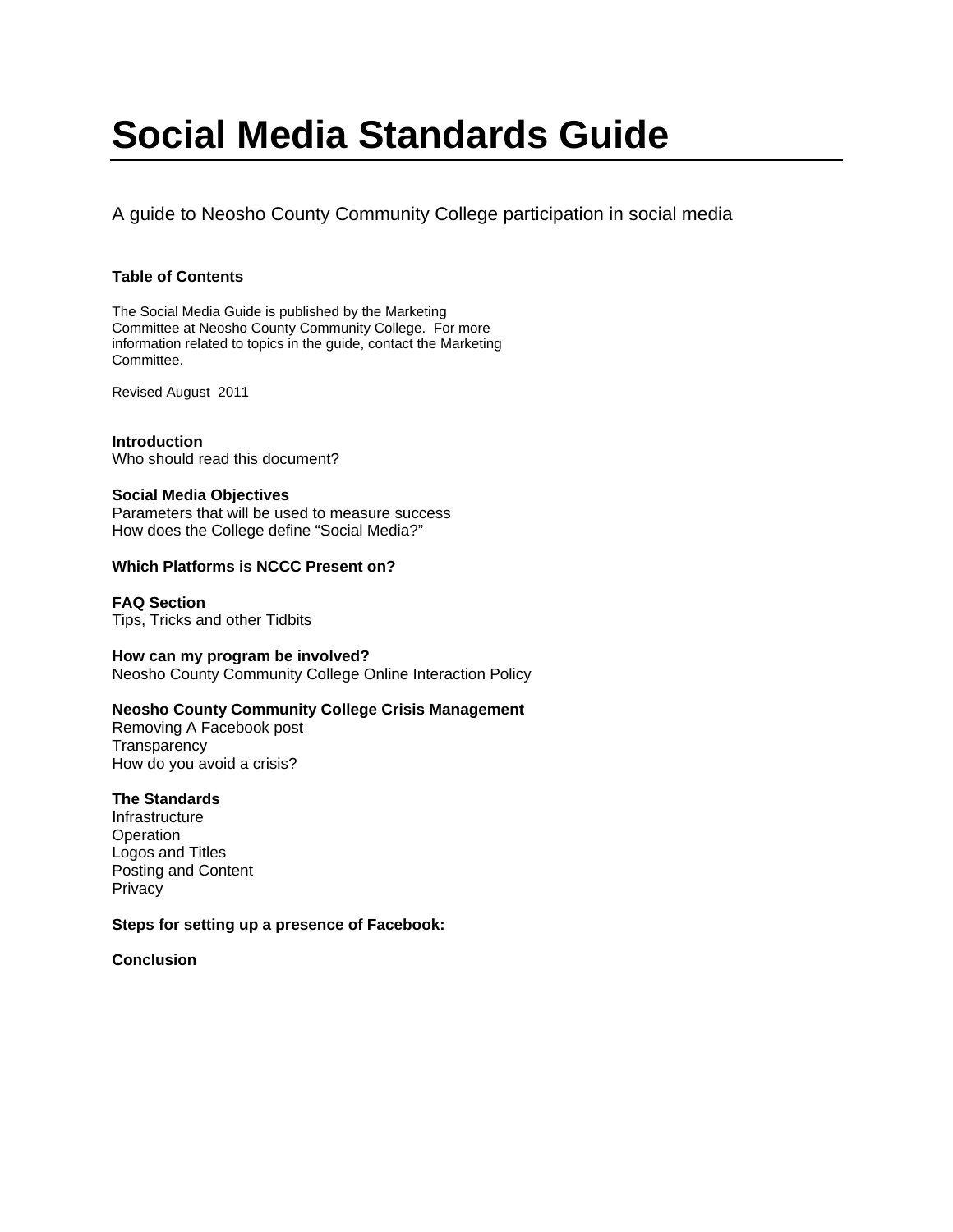# Social Media Standards Guide

A guide to Neosho County Community College participation in social media

**Table of Contents**

The Social Media Guide is published by the Marketing Committee at Neosho County Community College. For more information related to topics in the guide, contact the Marketing Committee.

Revised August 2011

**Introduction**
Who should read this document?

**Social Media Objectives**
Parameters that will be used to measure success
How does the College define "Social Media?"

**Which Platforms is NCCC Present on?**

**FAQ Section**
Tips, Tricks and other Tidbits

**How can my program be involved?**
Neosho County Community College Online Interaction Policy

**Neosho County Community College Crisis Management**
Removing A Facebook post
Transparency
How do you avoid a crisis?

**The Standards**
Infrastructure
Operation
Logos and Titles
Posting and Content
Privacy

**Steps for setting up a presence of Facebook:**

**Conclusion**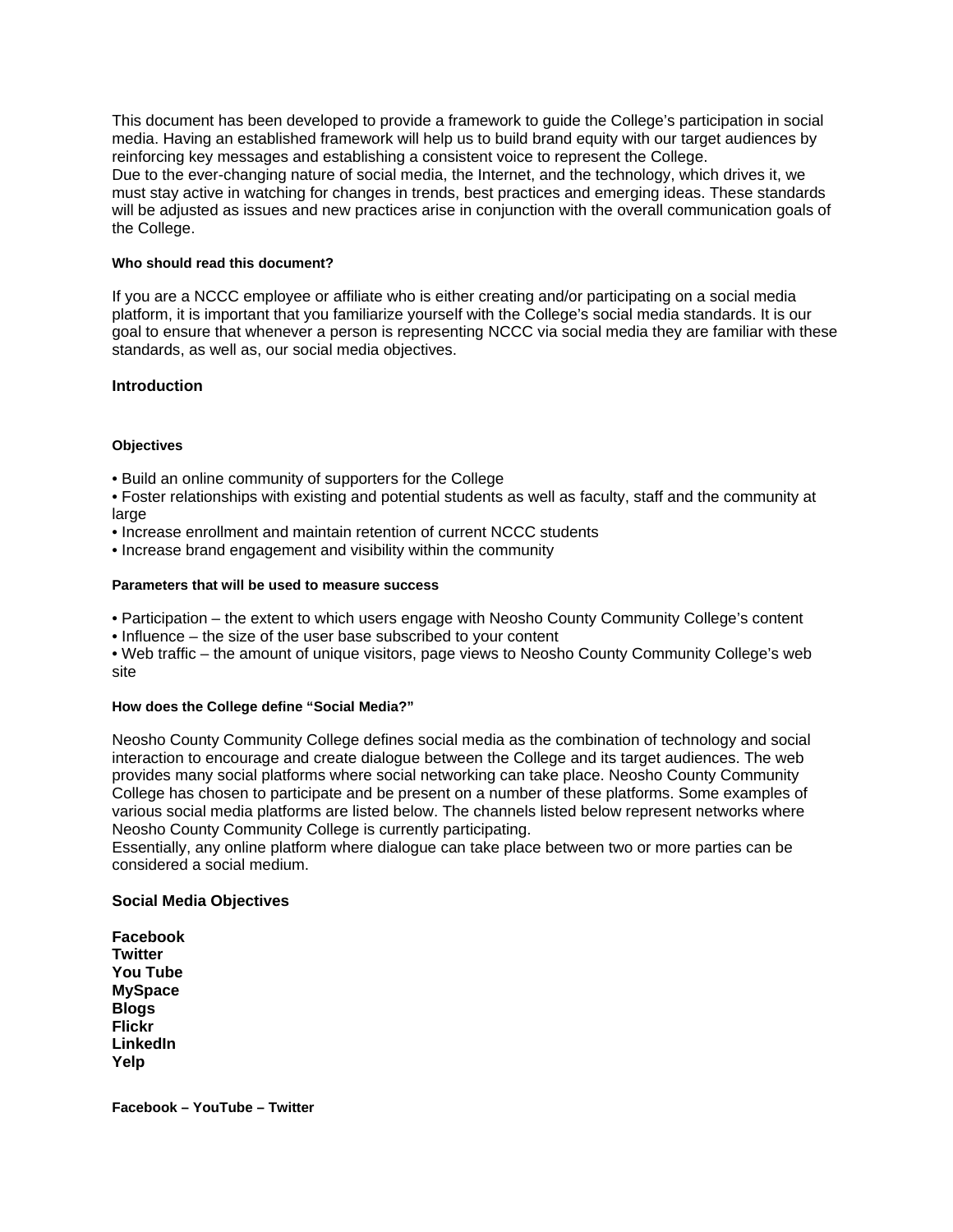This document has been developed to provide a framework to guide the College's participation in social media. Having an established framework will help us to build brand equity with our target audiences by reinforcing key messages and establishing a consistent voice to represent the College.
Due to the ever-changing nature of social media, the Internet, and the technology, which drives it, we must stay active in watching for changes in trends, best practices and emerging ideas. These standards will be adjusted as issues and new practices arise in conjunction with the overall communication goals of the College.

#### Who should read this document?

If you are a NCCC employee or affiliate who is either creating and/or participating on a social media platform, it is important that you familiarize yourself with the College's social media standards. It is our goal to ensure that whenever a person is representing NCCC via social media they are familiar with these standards, as well as, our social media objectives.

### Introduction

#### Objectives

- Build an online community of supporters for the College
- Foster relationships with existing and potential students as well as faculty, staff and the community at large
- Increase enrollment and maintain retention of current NCCC students
- Increase brand engagement and visibility within the community

#### Parameters that will be used to measure success

- Participation – the extent to which users engage with Neosho County Community College's content
- Influence – the size of the user base subscribed to your content
- Web traffic – the amount of unique visitors, page views to Neosho County Community College's web site

#### How does the College define "Social Media?"

Neosho County Community College defines social media as the combination of technology and social interaction to encourage and create dialogue between the College and its target audiences. The web provides many social platforms where social networking can take place. Neosho County Community College has chosen to participate and be present on a number of these platforms. Some examples of various social media platforms are listed below. The channels listed below represent networks where Neosho County Community College is currently participating.
Essentially, any online platform where dialogue can take place between two or more parties can be considered a social medium.

### Social Media Objectives

**Facebook**
**Twitter**
**You Tube**
**MySpace**
**Blogs**
**Flickr**
**LinkedIn**
**Yelp**

#### Facebook – YouTube – Twitter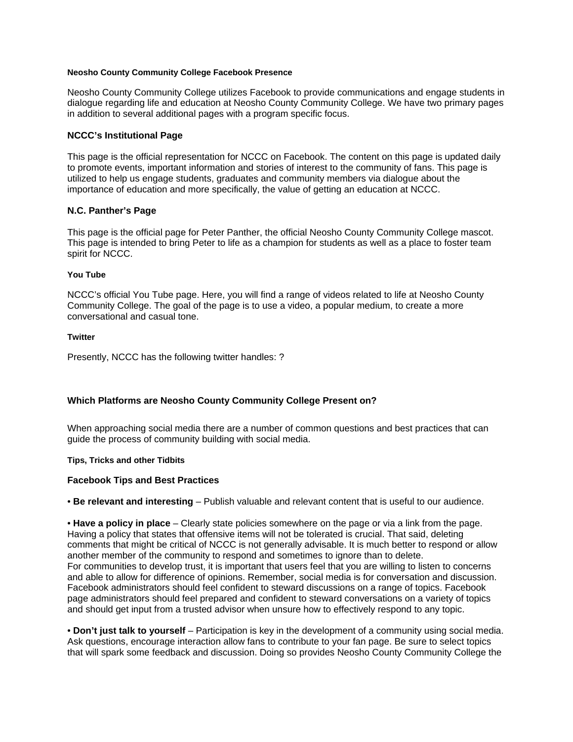#### Neosho County Community College Facebook Presence

Neosho County Community College utilizes Facebook to provide communications and engage students in dialogue regarding life and education at Neosho County Community College. We have two primary pages in addition to several additional pages with a program specific focus.

### NCCC's Institutional Page

This page is the official representation for NCCC on Facebook. The content on this page is updated daily to promote events, important information and stories of interest to the community of fans. This page is utilized to help us engage students, graduates and community members via dialogue about the importance of education and more specifically, the value of getting an education at NCCC.

### N.C. Panther's Page

This page is the official page for Peter Panther, the official Neosho County Community College mascot. This page is intended to bring Peter to life as a champion for students as well as a place to foster team spirit for NCCC.

#### You Tube

NCCC's official You Tube page. Here, you will find a range of videos related to life at Neosho County Community College. The goal of the page is to use a video, a popular medium, to create a more conversational and casual tone.

#### Twitter

Presently, NCCC has the following twitter handles: ?

### Which Platforms are Neosho County Community College Present on?

When approaching social media there are a number of common questions and best practices that can guide the process of community building with social media.

#### Tips, Tricks and other Tidbits

### Facebook Tips and Best Practices

• **Be relevant and interesting** – Publish valuable and relevant content that is useful to our audience.

• **Have a policy in place** – Clearly state policies somewhere on the page or via a link from the page. Having a policy that states that offensive items will not be tolerated is crucial. That said, deleting comments that might be critical of NCCC is not generally advisable. It is much better to respond or allow another member of the community to respond and sometimes to ignore than to delete.
For communities to develop trust, it is important that users feel that you are willing to listen to concerns and able to allow for difference of opinions. Remember, social media is for conversation and discussion. Facebook administrators should feel confident to steward discussions on a range of topics. Facebook page administrators should feel prepared and confident to steward conversations on a variety of topics and should get input from a trusted advisor when unsure how to effectively respond to any topic.

• **Don't just talk to yourself** – Participation is key in the development of a community using social media. Ask questions, encourage interaction allow fans to contribute to your fan page. Be sure to select topics that will spark some feedback and discussion. Doing so provides Neosho County Community College the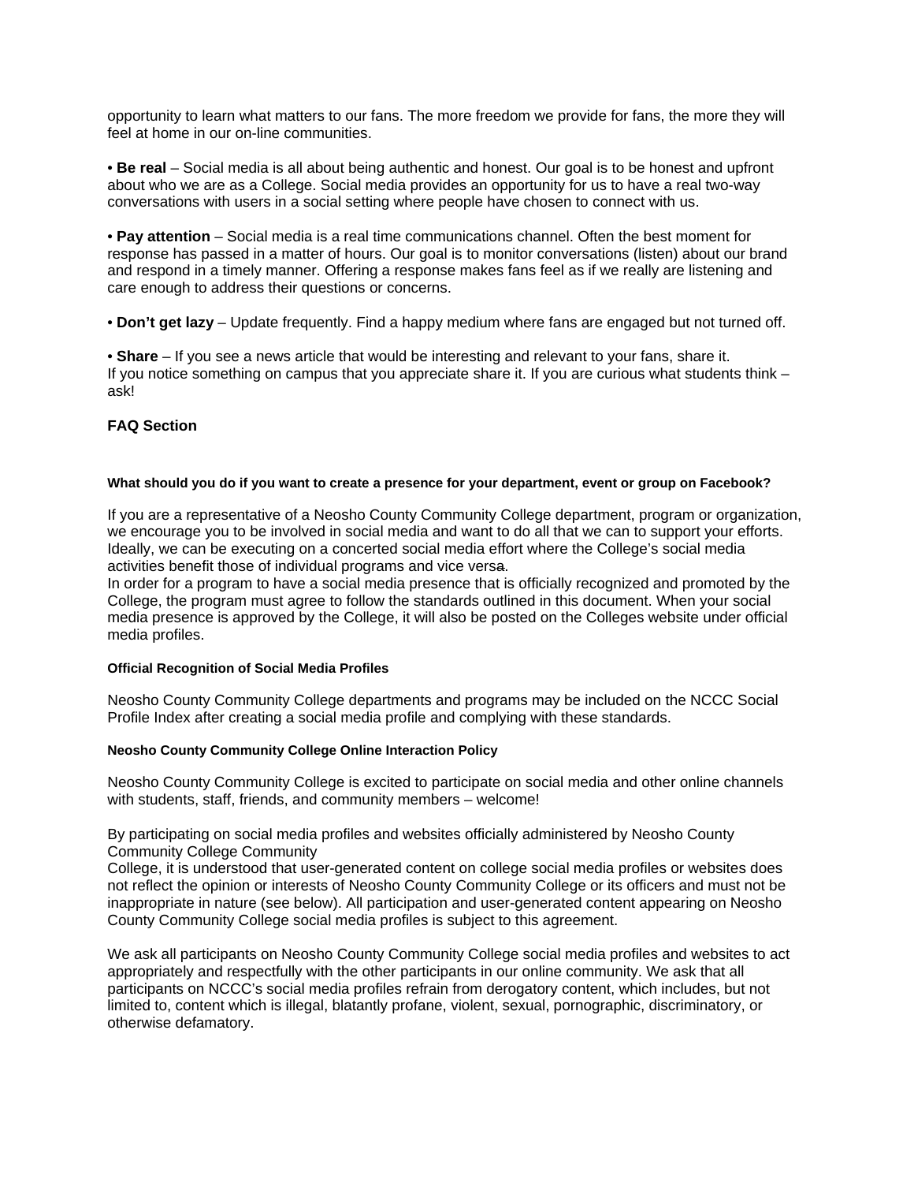opportunity to learn what matters to our fans. The more freedom we provide for fans, the more they will feel at home in our on-line communities.

• **Be real** – Social media is all about being authentic and honest. Our goal is to be honest and upfront about who we are as a College. Social media provides an opportunity for us to have a real two-way conversations with users in a social setting where people have chosen to connect with us.

• **Pay attention** – Social media is a real time communications channel. Often the best moment for response has passed in a matter of hours. Our goal is to monitor conversations (listen) about our brand and respond in a timely manner. Offering a response makes fans feel as if we really are listening and care enough to address their questions or concerns.

• **Don't get lazy** – Update frequently. Find a happy medium where fans are engaged but not turned off.

• **Share** – If you see a news article that would be interesting and relevant to your fans, share it.
If you notice something on campus that you appreciate share it. If you are curious what students think – ask!

## FAQ Section

#### What should you do if you want to create a presence for your department, event or group on Facebook?

If you are a representative of a Neosho County Community College department, program or organization, we encourage you to be involved in social media and want to do all that we can to support your efforts. Ideally, we can be executing on a concerted social media effort where the College's social media activities benefit those of individual programs and vice versa.
In order for a program to have a social media presence that is officially recognized and promoted by the College, the program must agree to follow the standards outlined in this document. When your social media presence is approved by the College, it will also be posted on the Colleges website under official media profiles.

#### Official Recognition of Social Media Profiles

Neosho County Community College departments and programs may be included on the NCCC Social Profile Index after creating a social media profile and complying with these standards.

#### Neosho County Community College Online Interaction Policy

Neosho County Community College is excited to participate on social media and other online channels with students, staff, friends, and community members – welcome!

By participating on social media profiles and websites officially administered by Neosho County Community College Community
College, it is understood that user-generated content on college social media profiles or websites does not reflect the opinion or interests of Neosho County Community College or its officers and must not be inappropriate in nature (see below). All participation and user-generated content appearing on Neosho County Community College social media profiles is subject to this agreement.

We ask all participants on Neosho County Community College social media profiles and websites to act appropriately and respectfully with the other participants in our online community. We ask that all participants on NCCC's social media profiles refrain from derogatory content, which includes, but not limited to, content which is illegal, blatantly profane, violent, sexual, pornographic, discriminatory, or otherwise defamatory.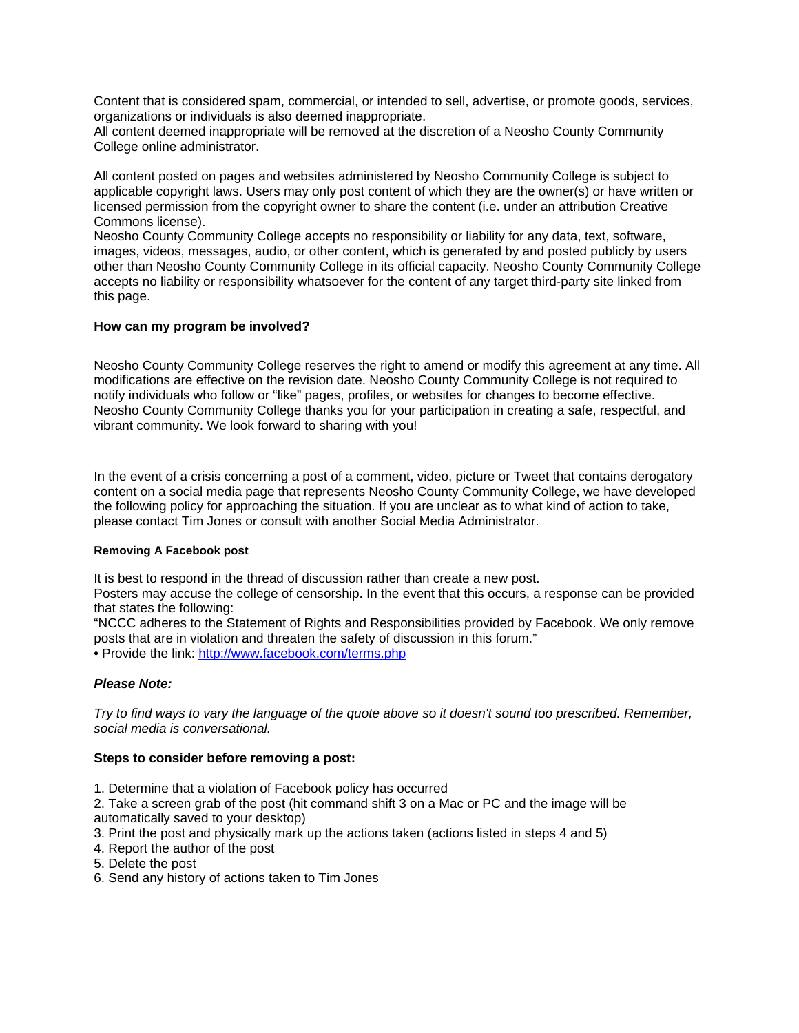Content that is considered spam, commercial, or intended to sell, advertise, or promote goods, services, organizations or individuals is also deemed inappropriate.
All content deemed inappropriate will be removed at the discretion of a Neosho County Community College online administrator.

All content posted on pages and websites administered by Neosho Community College is subject to applicable copyright laws. Users may only post content of which they are the owner(s) or have written or licensed permission from the copyright owner to share the content (i.e. under an attribution Creative Commons license).
Neosho County Community College accepts no responsibility or liability for any data, text, software, images, videos, messages, audio, or other content, which is generated by and posted publicly by users other than Neosho County Community College in its official capacity. Neosho County Community College accepts no liability or responsibility whatsoever for the content of any target third-party site linked from this page.

**How can my program be involved?**

Neosho County Community College reserves the right to amend or modify this agreement at any time. All modifications are effective on the revision date. Neosho County Community College is not required to notify individuals who follow or "like" pages, profiles, or websites for changes to become effective.
Neosho County Community College thanks you for your participation in creating a safe, respectful, and vibrant community. We look forward to sharing with you!

In the event of a crisis concerning a post of a comment, video, picture or Tweet that contains derogatory content on a social media page that represents Neosho County Community College, we have developed the following policy for approaching the situation. If you are unclear as to what kind of action to take, please contact Tim Jones or consult with another Social Media Administrator.

**Removing A Facebook post**

It is best to respond in the thread of discussion rather than create a new post.
Posters may accuse the college of censorship. In the event that this occurs, a response can be provided that states the following:
"NCCC adheres to the Statement of Rights and Responsibilities provided by Facebook. We only remove posts that are in violation and threaten the safety of discussion in this forum."
• Provide the link: [http://www.facebook.com/terms.php](http://www.facebook.com/terms.php)

***Please Note:***

*Try to find ways to vary the language of the quote above so it doesn't sound too prescribed. Remember, social media is conversational.*

**Steps to consider before removing a post:**

1. Determine that a violation of Facebook policy has occurred
2. Take a screen grab of the post (hit command shift 3 on a Mac or PC and the image will be automatically saved to your desktop)
3. Print the post and physically mark up the actions taken (actions listed in steps 4 and 5)
4. Report the author of the post
5. Delete the post
6. Send any history of actions taken to Tim Jones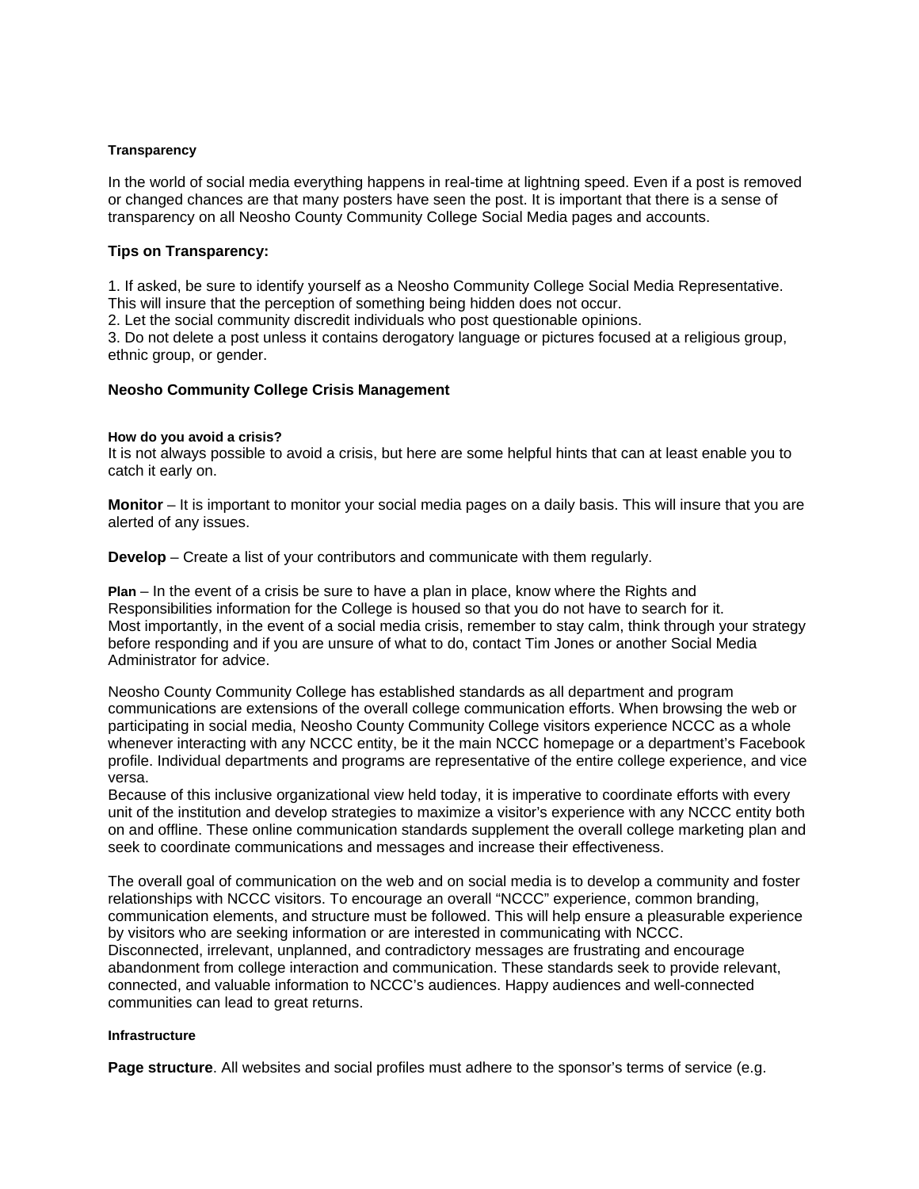#### Transparency

In the world of social media everything happens in real-time at lightning speed. Even if a post is removed or changed chances are that many posters have seen the post. It is important that there is a sense of transparency on all Neosho County Community College Social Media pages and accounts.

### Tips on Transparency:

1. If asked, be sure to identify yourself as a Neosho Community College Social Media Representative. This will insure that the perception of something being hidden does not occur.
2. Let the social community discredit individuals who post questionable opinions.
3. Do not delete a post unless it contains derogatory language or pictures focused at a religious group, ethnic group, or gender.

### Neosho Community College Crisis Management

#### How do you avoid a crisis?

It is not always possible to avoid a crisis, but here are some helpful hints that can at least enable you to catch it early on.

**Monitor** – It is important to monitor your social media pages on a daily basis. This will insure that you are alerted of any issues.

**Develop** – Create a list of your contributors and communicate with them regularly.

**Plan** – In the event of a crisis be sure to have a plan in place, know where the Rights and Responsibilities information for the College is housed so that you do not have to search for it. Most importantly, in the event of a social media crisis, remember to stay calm, think through your strategy before responding and if you are unsure of what to do, contact Tim Jones or another Social Media Administrator for advice.

Neosho County Community College has established standards as all department and program communications are extensions of the overall college communication efforts. When browsing the web or participating in social media, Neosho County Community College visitors experience NCCC as a whole whenever interacting with any NCCC entity, be it the main NCCC homepage or a department's Facebook profile. Individual departments and programs are representative of the entire college experience, and vice versa.
Because of this inclusive organizational view held today, it is imperative to coordinate efforts with every unit of the institution and develop strategies to maximize a visitor's experience with any NCCC entity both on and offline. These online communication standards supplement the overall college marketing plan and seek to coordinate communications and messages and increase their effectiveness.

The overall goal of communication on the web and on social media is to develop a community and foster relationships with NCCC visitors. To encourage an overall "NCCC" experience, common branding, communication elements, and structure must be followed. This will help ensure a pleasurable experience by visitors who are seeking information or are interested in communicating with NCCC.
Disconnected, irrelevant, unplanned, and contradictory messages are frustrating and encourage abandonment from college interaction and communication. These standards seek to provide relevant, connected, and valuable information to NCCC's audiences. Happy audiences and well-connected communities can lead to great returns.

#### Infrastructure

**Page structure**. All websites and social profiles must adhere to the sponsor's terms of service (e.g.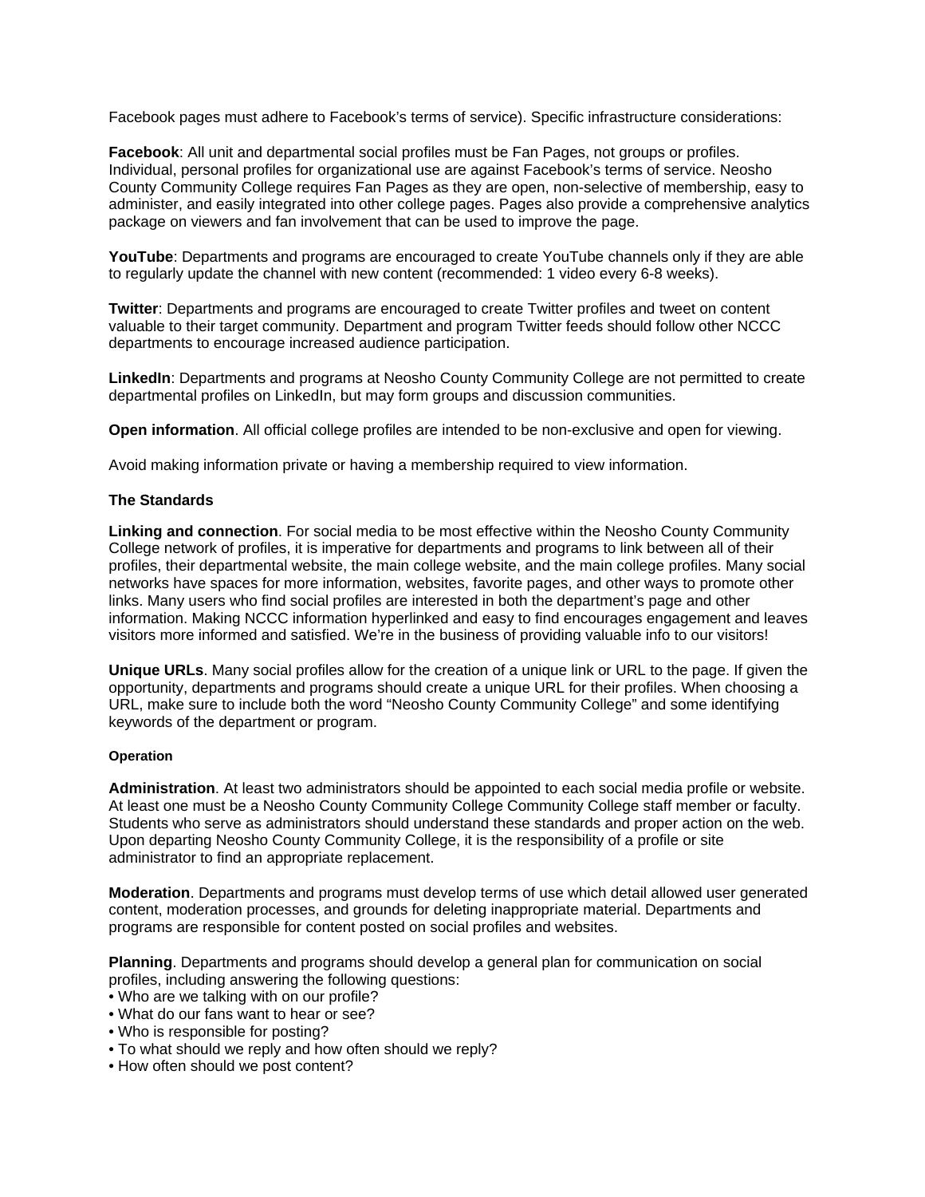Facebook pages must adhere to Facebook's terms of service). Specific infrastructure considerations:

**Facebook**: All unit and departmental social profiles must be Fan Pages, not groups or profiles. Individual, personal profiles for organizational use are against Facebook's terms of service. Neosho County Community College requires Fan Pages as they are open, non-selective of membership, easy to administer, and easily integrated into other college pages. Pages also provide a comprehensive analytics package on viewers and fan involvement that can be used to improve the page.

**YouTube**: Departments and programs are encouraged to create YouTube channels only if they are able to regularly update the channel with new content (recommended: 1 video every 6-8 weeks).

**Twitter**: Departments and programs are encouraged to create Twitter profiles and tweet on content valuable to their target community. Department and program Twitter feeds should follow other NCCC departments to encourage increased audience participation.

**LinkedIn**: Departments and programs at Neosho County Community College are not permitted to create departmental profiles on LinkedIn, but may form groups and discussion communities.

**Open information**. All official college profiles are intended to be non-exclusive and open for viewing.

Avoid making information private or having a membership required to view information.

### The Standards

**Linking and connection**. For social media to be most effective within the Neosho County Community College network of profiles, it is imperative for departments and programs to link between all of their profiles, their departmental website, the main college website, and the main college profiles. Many social networks have spaces for more information, websites, favorite pages, and other ways to promote other links. Many users who find social profiles are interested in both the department's page and other information. Making NCCC information hyperlinked and easy to find encourages engagement and leaves visitors more informed and satisfied. We're in the business of providing valuable info to our visitors!

**Unique URLs**. Many social profiles allow for the creation of a unique link or URL to the page. If given the opportunity, departments and programs should create a unique URL for their profiles. When choosing a URL, make sure to include both the word "Neosho County Community College" and some identifying keywords of the department or program.

#### Operation

**Administration**. At least two administrators should be appointed to each social media profile or website. At least one must be a Neosho County Community College Community College staff member or faculty. Students who serve as administrators should understand these standards and proper action on the web. Upon departing Neosho County Community College, it is the responsibility of a profile or site administrator to find an appropriate replacement.

**Moderation**. Departments and programs must develop terms of use which detail allowed user generated content, moderation processes, and grounds for deleting inappropriate material. Departments and programs are responsible for content posted on social profiles and websites.

**Planning**. Departments and programs should develop a general plan for communication on social profiles, including answering the following questions:

- Who are we talking with on our profile?
- What do our fans want to hear or see?
- Who is responsible for posting?
- To what should we reply and how often should we reply?
- How often should we post content?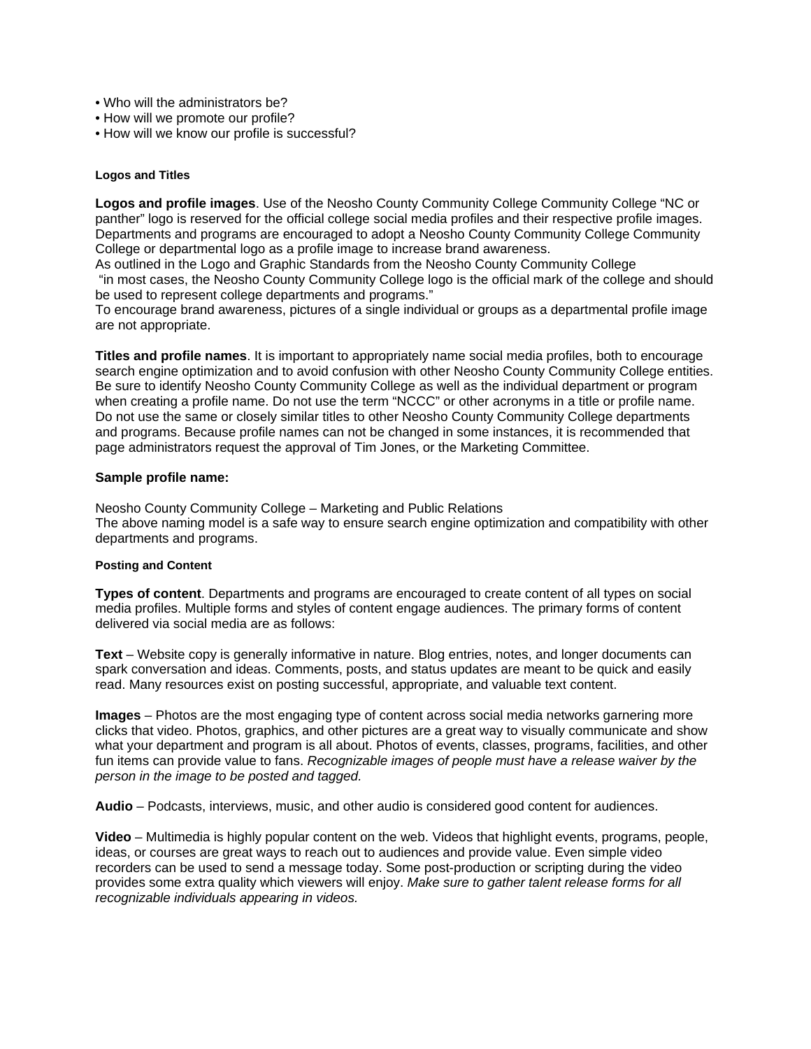- Who will the administrators be?
- How will we promote our profile?
- How will we know our profile is successful?

#### Logos and Titles

**Logos and profile images**. Use of the Neosho County Community College Community College "NC or panther" logo is reserved for the official college social media profiles and their respective profile images. Departments and programs are encouraged to adopt a Neosho County Community College Community College or departmental logo as a profile image to increase brand awareness.
As outlined in the Logo and Graphic Standards from the Neosho County Community College
"in most cases, the Neosho County Community College logo is the official mark of the college and should be used to represent college departments and programs."
To encourage brand awareness, pictures of a single individual or groups as a departmental profile image are not appropriate.

**Titles and profile names**. It is important to appropriately name social media profiles, both to encourage search engine optimization and to avoid confusion with other Neosho County Community College entities. Be sure to identify Neosho County Community College as well as the individual department or program when creating a profile name. Do not use the term "NCCC" or other acronyms in a title or profile name. Do not use the same or closely similar titles to other Neosho County Community College departments and programs. Because profile names can not be changed in some instances, it is recommended that page administrators request the approval of Tim Jones, or the Marketing Committee.

**Sample profile name:**

Neosho County Community College – Marketing and Public Relations
The above naming model is a safe way to ensure search engine optimization and compatibility with other departments and programs.

#### Posting and Content

**Types of content**. Departments and programs are encouraged to create content of all types on social media profiles. Multiple forms and styles of content engage audiences. The primary forms of content delivered via social media are as follows:

**Text** – Website copy is generally informative in nature. Blog entries, notes, and longer documents can spark conversation and ideas. Comments, posts, and status updates are meant to be quick and easily read. Many resources exist on posting successful, appropriate, and valuable text content.

**Images** – Photos are the most engaging type of content across social media networks garnering more clicks that video. Photos, graphics, and other pictures are a great way to visually communicate and show what your department and program is all about. Photos of events, classes, programs, facilities, and other fun items can provide value to fans. *Recognizable images of people must have a release waiver by the person in the image to be posted and tagged.*

**Audio** – Podcasts, interviews, music, and other audio is considered good content for audiences.

**Video** – Multimedia is highly popular content on the web. Videos that highlight events, programs, people, ideas, or courses are great ways to reach out to audiences and provide value. Even simple video recorders can be used to send a message today. Some post-production or scripting during the video provides some extra quality which viewers will enjoy. *Make sure to gather talent release forms for all recognizable individuals appearing in videos.*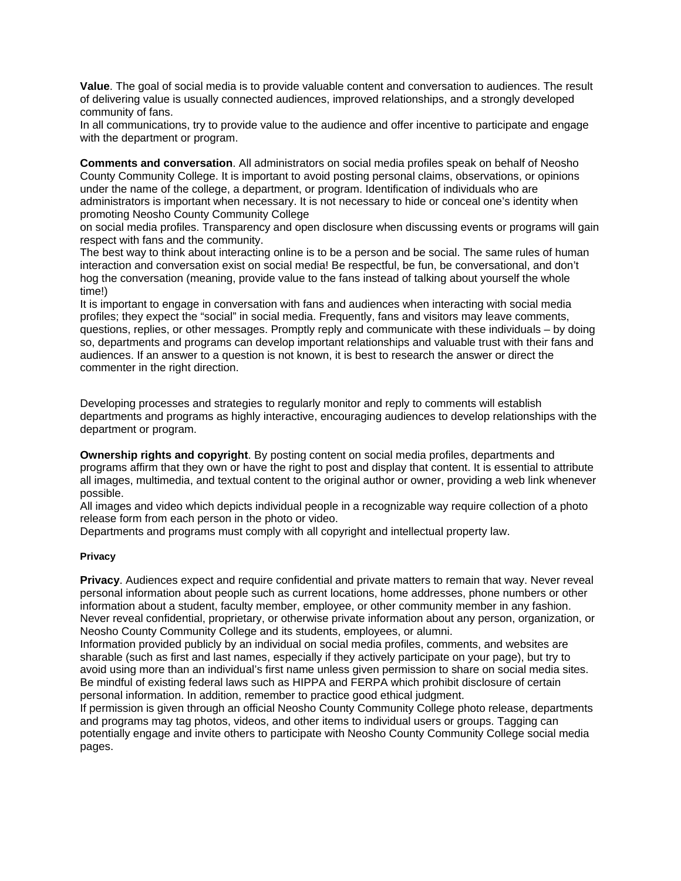**Value**. The goal of social media is to provide valuable content and conversation to audiences. The result of delivering value is usually connected audiences, improved relationships, and a strongly developed community of fans.

In all communications, try to provide value to the audience and offer incentive to participate and engage with the department or program.

**Comments and conversation**. All administrators on social media profiles speak on behalf of Neosho County Community College. It is important to avoid posting personal claims, observations, or opinions under the name of the college, a department, or program. Identification of individuals who are administrators is important when necessary. It is not necessary to hide or conceal one's identity when promoting Neosho County Community College on social media profiles. Transparency and open disclosure when discussing events or programs will gain respect with fans and the community.

The best way to think about interacting online is to be a person and be social. The same rules of human interaction and conversation exist on social media! Be respectful, be fun, be conversational, and don't hog the conversation (meaning, provide value to the fans instead of talking about yourself the whole time!)

It is important to engage in conversation with fans and audiences when interacting with social media profiles; they expect the "social" in social media. Frequently, fans and visitors may leave comments, questions, replies, or other messages. Promptly reply and communicate with these individuals – by doing so, departments and programs can develop important relationships and valuable trust with their fans and audiences. If an answer to a question is not known, it is best to research the answer or direct the commenter in the right direction.

Developing processes and strategies to regularly monitor and reply to comments will establish departments and programs as highly interactive, encouraging audiences to develop relationships with the department or program.

**Ownership rights and copyright**. By posting content on social media profiles, departments and programs affirm that they own or have the right to post and display that content. It is essential to attribute all images, multimedia, and textual content to the original author or owner, providing a web link whenever possible.

All images and video which depicts individual people in a recognizable way require collection of a photo release form from each person in the photo or video.

Departments and programs must comply with all copyright and intellectual property law.

#### Privacy

**Privacy**. Audiences expect and require confidential and private matters to remain that way. Never reveal personal information about people such as current locations, home addresses, phone numbers or other information about a student, faculty member, employee, or other community member in any fashion. Never reveal confidential, proprietary, or otherwise private information about any person, organization, or Neosho County Community College and its students, employees, or alumni.

Information provided publicly by an individual on social media profiles, comments, and websites are sharable (such as first and last names, especially if they actively participate on your page), but try to avoid using more than an individual's first name unless given permission to share on social media sites. Be mindful of existing federal laws such as HIPPA and FERPA which prohibit disclosure of certain personal information. In addition, remember to practice good ethical judgment.

If permission is given through an official Neosho County Community College photo release, departments and programs may tag photos, videos, and other items to individual users or groups. Tagging can potentially engage and invite others to participate with Neosho County Community College social media pages.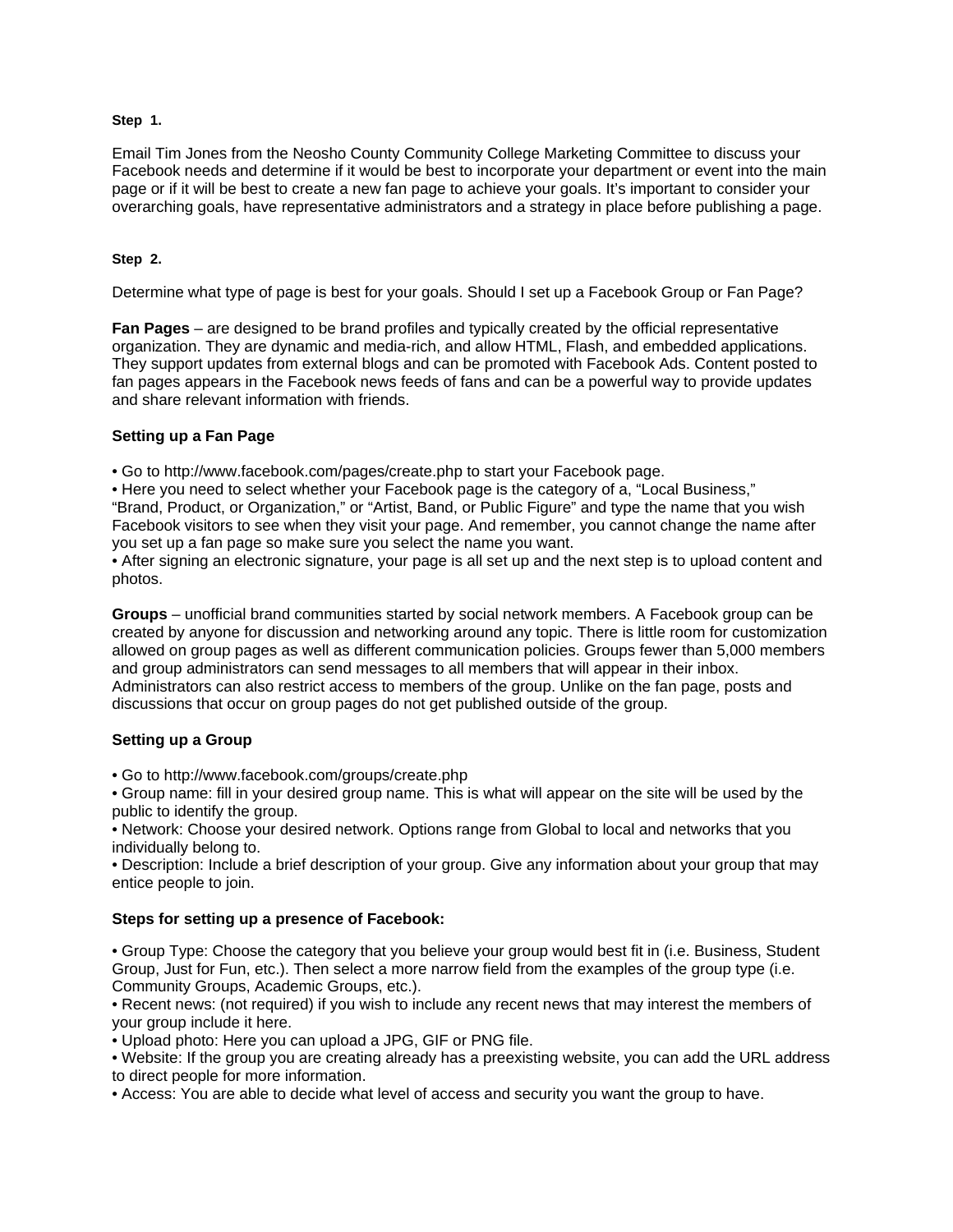**Step 1.**

Email Tim Jones from the Neosho County Community College Marketing Committee to discuss your Facebook needs and determine if it would be best to incorporate your department or event into the main page or if it will be best to create a new fan page to achieve your goals. It's important to consider your overarching goals, have representative administrators and a strategy in place before publishing a page.

**Step 2.**

Determine what type of page is best for your goals. Should I set up a Facebook Group or Fan Page?

**Fan Pages** – are designed to be brand profiles and typically created by the official representative organization. They are dynamic and media-rich, and allow HTML, Flash, and embedded applications. They support updates from external blogs and can be promoted with Facebook Ads. Content posted to fan pages appears in the Facebook news feeds of fans and can be a powerful way to provide updates and share relevant information with friends.

**Setting up a Fan Page**

• Go to http://www.facebook.com/pages/create.php to start your Facebook page.
• Here you need to select whether your Facebook page is the category of a, "Local Business," "Brand, Product, or Organization," or "Artist, Band, or Public Figure" and type the name that you wish Facebook visitors to see when they visit your page. And remember, you cannot change the name after you set up a fan page so make sure you select the name you want.
• After signing an electronic signature, your page is all set up and the next step is to upload content and photos.

**Groups** – unofficial brand communities started by social network members. A Facebook group can be created by anyone for discussion and networking around any topic. There is little room for customization allowed on group pages as well as different communication policies. Groups fewer than 5,000 members and group administrators can send messages to all members that will appear in their inbox. Administrators can also restrict access to members of the group. Unlike on the fan page, posts and discussions that occur on group pages do not get published outside of the group.

**Setting up a Group**

• Go to http://www.facebook.com/groups/create.php
• Group name: fill in your desired group name. This is what will appear on the site will be used by the public to identify the group.
• Network: Choose your desired network. Options range from Global to local and networks that you individually belong to.
• Description: Include a brief description of your group. Give any information about your group that may entice people to join.

**Steps for setting up a presence of Facebook:**

• Group Type: Choose the category that you believe your group would best fit in (i.e. Business, Student Group, Just for Fun, etc.). Then select a more narrow field from the examples of the group type (i.e. Community Groups, Academic Groups, etc.).
• Recent news: (not required) if you wish to include any recent news that may interest the members of your group include it here.
• Upload photo: Here you can upload a JPG, GIF or PNG file.
• Website: If the group you are creating already has a preexisting website, you can add the URL address to direct people for more information.
• Access: You are able to decide what level of access and security you want the group to have.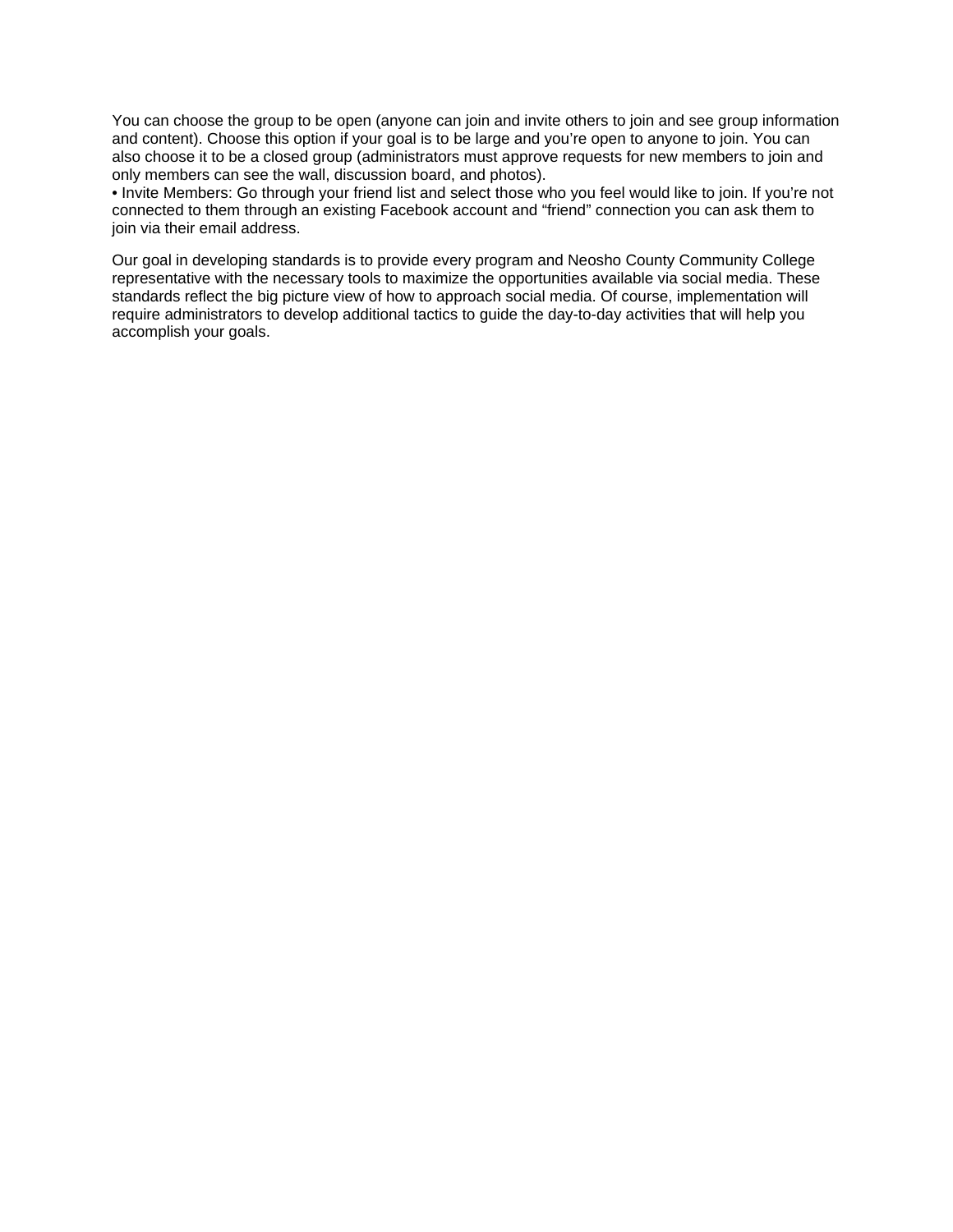You can choose the group to be open (anyone can join and invite others to join and see group information and content). Choose this option if your goal is to be large and you're open to anyone to join. You can also choose it to be a closed group (administrators must approve requests for new members to join and only members can see the wall, discussion board, and photos).

- Invite Members: Go through your friend list and select those who you feel would like to join. If you're not connected to them through an existing Facebook account and "friend" connection you can ask them to join via their email address.

Our goal in developing standards is to provide every program and Neosho County Community College representative with the necessary tools to maximize the opportunities available via social media. These standards reflect the big picture view of how to approach social media. Of course, implementation will require administrators to develop additional tactics to guide the day-to-day activities that will help you accomplish your goals.